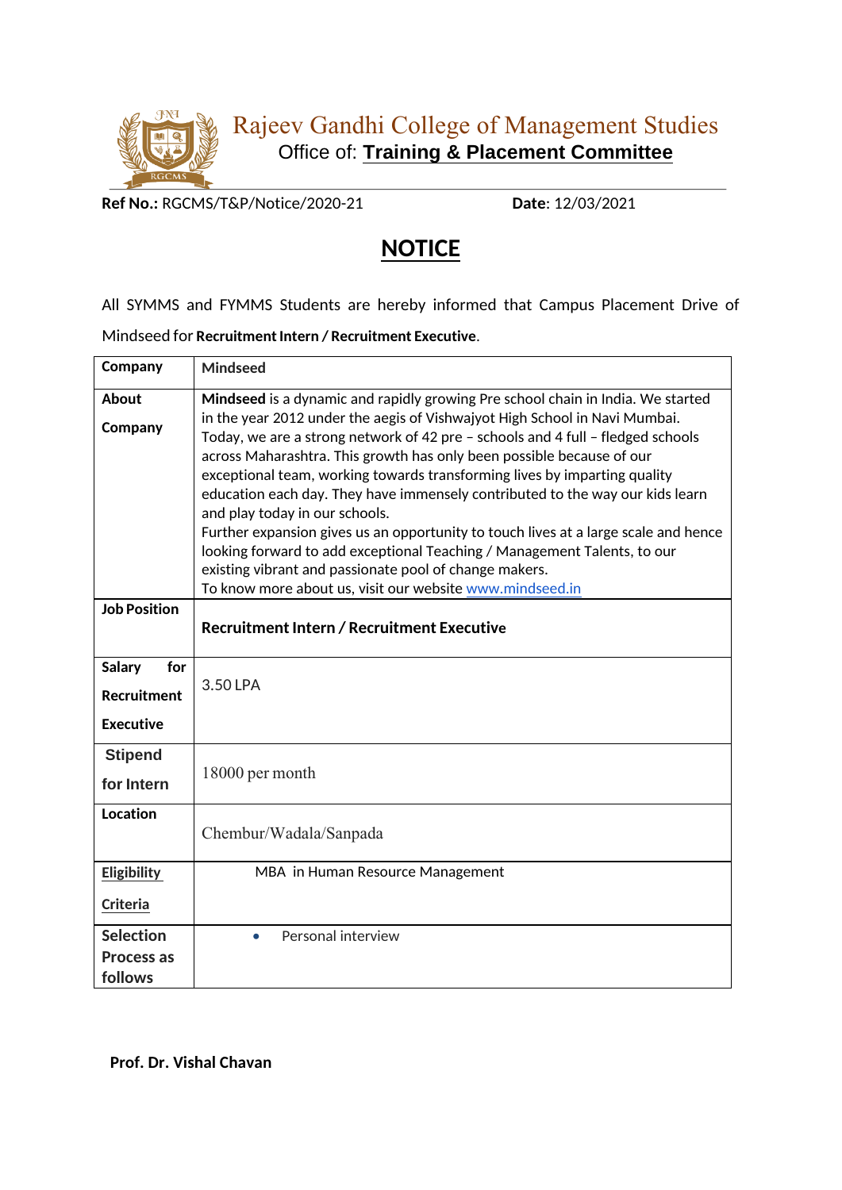# Rajeev Gandhi College of Management Studies

Office of: **Training & Placement Committee**

**Ref No.:** RGCMS/T&P/Notice/2020-21 **Date**: 12/03/2021

## NOTICE

All SYMMS and FYMMS Students are hereby informed that Campus Placement Drive of Mindseed for **Recruitment Intern / Recruitment Executive**.

| **Company** | **Mindseed** |
|---|---|
| **About Company** | **Mindseed** is a dynamic and rapidly growing Pre school chain in India. We started in the year 2012 under the aegis of Vishwajyot High School in Navi Mumbai. Today, we are a strong network of 42 pre – schools and 4 full – fledged schools across Maharashtra. This growth has only been possible because of our exceptional team, working towards transforming lives by imparting quality education each day. They have immensely contributed to the way our kids learn and play today in our schools.<br>Further expansion gives us an opportunity to touch lives at a large scale and hence looking forward to add exceptional Teaching / Management Talents, to our existing vibrant and passionate pool of change makers.<br>To know more about us, visit our website www.mindseed.in |
| **Job Position** | **Recruitment Intern / Recruitment Executive** |
| **Salary for Recruitment Executive** | 3.50 LPA |
| **Stipend for Intern** | 18000 per month |
| **Location** | Chembur/Wadala/Sanpada |
| **Eligibility Criteria** | MBA in Human Resource Management |
| **Selection Process as follows** | • Personal interview |

**Prof. Dr. Vishal Chavan**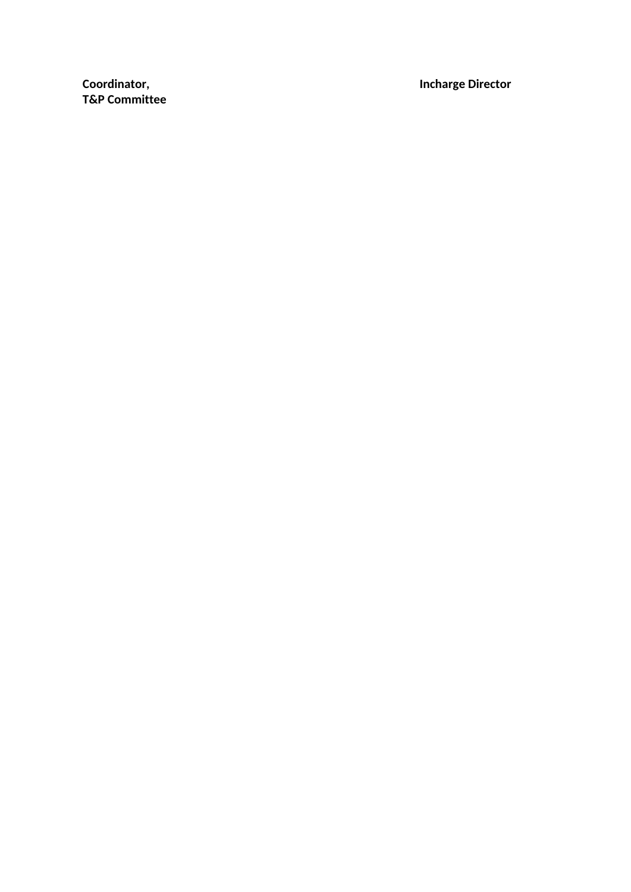**Coordinator,**
**T&P Committee**

**Incharge Director**